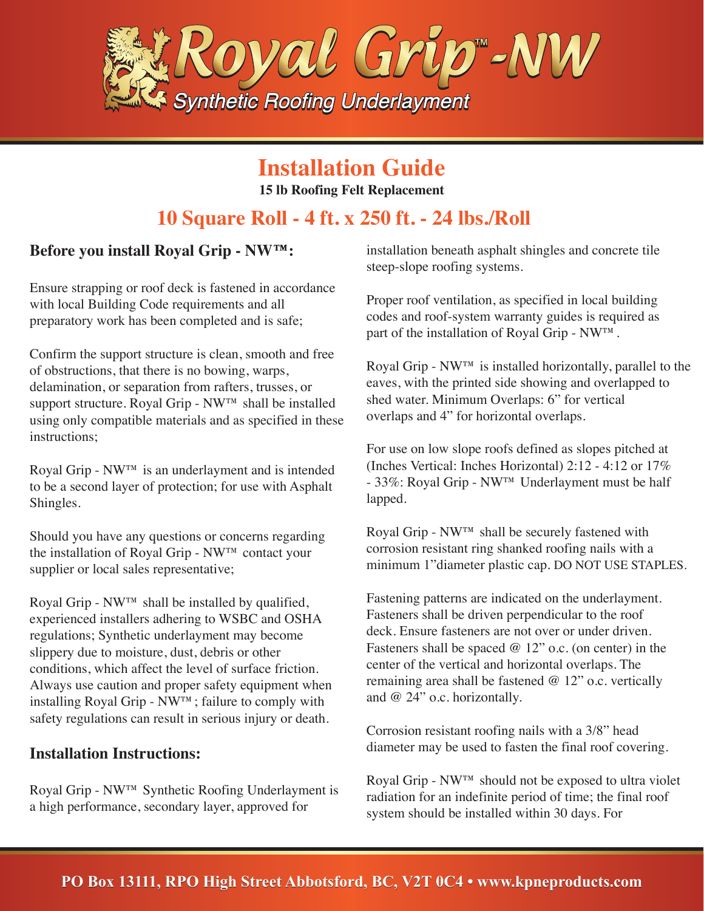# Royal Grip™-NW

## Synthetic Roofing Underlayment

# Installation Guide

**15 lb Roofing Felt Replacement**

## 10 Square Roll - 4 ft. x 250 ft. - 24 lbs./Roll

### Before you install Royal Grip - NW™:

Ensure strapping or roof deck is fastened in accordance with local Building Code requirements and all preparatory work has been completed and is safe;

Confirm the support structure is clean, smooth and free of obstructions, that there is no bowing, warps, delamination, or separation from rafters, trusses, or support structure. Royal Grip - NW™ shall be installed using only compatible materials and as specified in these instructions;

Royal Grip - NW™ is an underlayment and is intended to be a second layer of protection; for use with Asphalt Shingles.

Should you have any questions or concerns regarding the installation of Royal Grip - NW™ contact your supplier or local sales representative;

Royal Grip - NW™ shall be installed by qualified, experienced installers adhering to WSBC and OSHA regulations; Synthetic underlayment may become slippery due to moisture, dust, debris or other conditions, which affect the level of surface friction. Always use caution and proper safety equipment when installing Royal Grip - NW™; failure to comply with safety regulations can result in serious injury or death.

### Installation Instructions:

Royal Grip - NW™ Synthetic Roofing Underlayment is a high performance, secondary layer, approved for installation beneath asphalt shingles and concrete tile steep-slope roofing systems.

Proper roof ventilation, as specified in local building codes and roof-system warranty guides is required as part of the installation of Royal Grip - NW™.

Royal Grip - NW™ is installed horizontally, parallel to the eaves, with the printed side showing and overlapped to shed water. Minimum Overlaps: 6" for vertical overlaps and 4" for horizontal overlaps.

For use on low slope roofs defined as slopes pitched at (Inches Vertical: Inches Horizontal) 2:12 - 4:12 or 17% - 33%: Royal Grip - NW™ Underlayment must be half lapped.

Royal Grip - NW™ shall be securely fastened with corrosion resistant ring shanked roofing nails with a minimum 1"diameter plastic cap. DO NOT USE STAPLES.

Fastening patterns are indicated on the underlayment. Fasteners shall be driven perpendicular to the roof deck. Ensure fasteners are not over or under driven. Fasteners shall be spaced @ 12" o.c. (on center) in the center of the vertical and horizontal overlaps. The remaining area shall be fastened @ 12" o.c. vertically and @ 24" o.c. horizontally.

Corrosion resistant roofing nails with a 3/8" head diameter may be used to fasten the final roof covering.

Royal Grip - NW™ should not be exposed to ultra violet radiation for an indefinite period of time; the final roof system should be installed within 30 days. For

PO Box 13111, RPO High Street Abbotsford, BC, V2T 0C4 • www.kpneproducts.com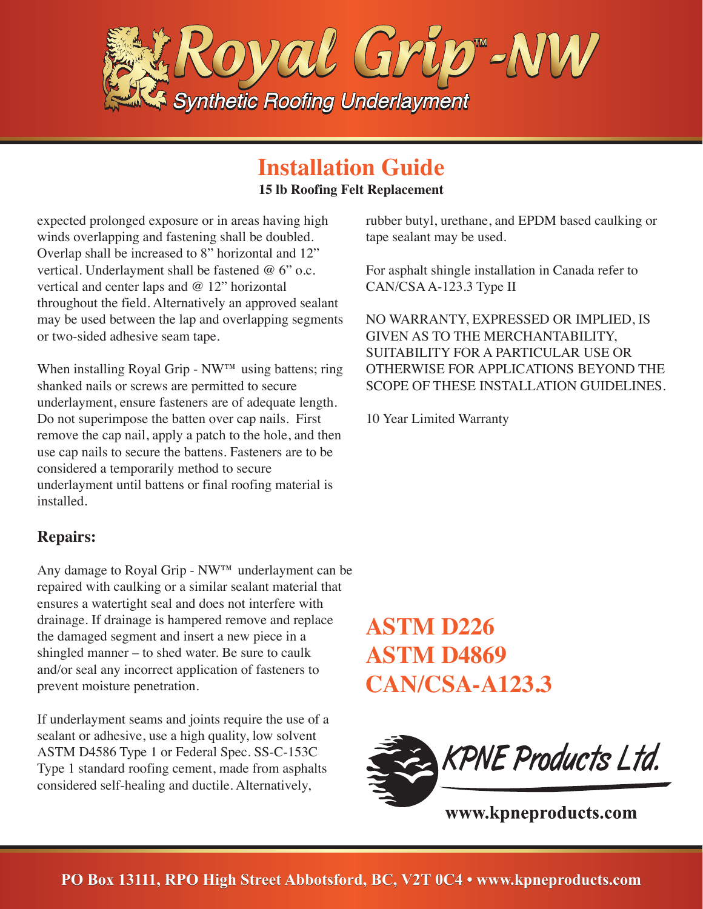# Royal Grip™-NW

## Synthetic Roofing Underlayment

## Installation Guide

**15 lb Roofing Felt Replacement**

expected prolonged exposure or in areas having high winds overlapping and fastening shall be doubled. Overlap shall be increased to 8" horizontal and 12" vertical. Underlayment shall be fastened @ 6" o.c. vertical and center laps and @ 12" horizontal throughout the field. Alternatively an approved sealant may be used between the lap and overlapping segments or two-sided adhesive seam tape.

When installing Royal Grip - NW™ using battens; ring shanked nails or screws are permitted to secure underlayment, ensure fasteners are of adequate length. Do not superimpose the batten over cap nails. First remove the cap nail, apply a patch to the hole, and then use cap nails to secure the battens. Fasteners are to be considered a temporarily method to secure underlayment until battens or final roofing material is installed.

### Repairs:

Any damage to Royal Grip - NW™ underlayment can be repaired with caulking or a similar sealant material that ensures a watertight seal and does not interfere with drainage. If drainage is hampered remove and replace the damaged segment and insert a new piece in a shingled manner – to shed water. Be sure to caulk and/or seal any incorrect application of fasteners to prevent moisture penetration.

If underlayment seams and joints require the use of a sealant or adhesive, use a high quality, low solvent ASTM D4586 Type 1 or Federal Spec. SS-C-153C Type 1 standard roofing cement, made from asphalts considered self-healing and ductile. Alternatively, rubber butyl, urethane, and EPDM based caulking or tape sealant may be used.

For asphalt shingle installation in Canada refer to CAN/CSA A-123.3 Type II

NO WARRANTY, EXPRESSED OR IMPLIED, IS GIVEN AS TO THE MERCHANTABILITY, SUITABILITY FOR A PARTICULAR USE OR OTHERWISE FOR APPLICATIONS BEYOND THE SCOPE OF THESE INSTALLATION GUIDELINES.

10 Year Limited Warranty

## ASTM D226
## ASTM D4869
## CAN/CSA-A123.3

KPNE Products Ltd.

**www.kpneproducts.com**

**PO Box 13111, RPO High Street Abbotsford, BC, V2T 0C4 • www.kpneproducts.com**